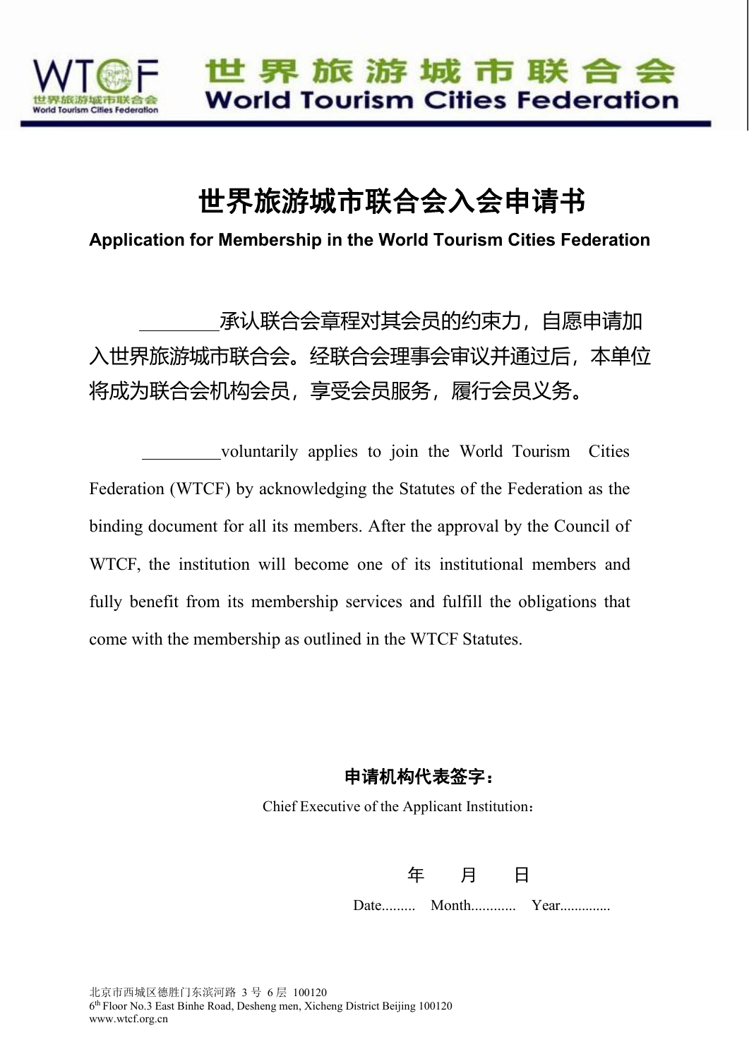WTCF 世界旅游城市联合会 World Tourism Cities Federation

# 世界旅游城市联合会入会申请书

**Application for Membership in the World Tourism Cities Federation**

________承认联合会章程对其会员的约束力，自愿申请加入世界旅游城市联合会。经联合会理事会审议并通过后，本单位将成为联合会机构会员，享受会员服务，履行会员义务。

________voluntarily applies to join the World Tourism Cities Federation (WTCF) by acknowledging the Statutes of the Federation as the binding document for all its members. After the approval by the Council of WTCF, the institution will become one of its institutional members and fully benefit from its membership services and fulfill the obligations that come with the membership as outlined in the WTCF Statutes.

**申请机构代表签字：**

Chief Executive of the Applicant Institution：

年　　月　　日

Date......... Month........... Year.............

北京市西城区德胜门东滨河路 3 号 6 层 100120
6th Floor No.3 East Binhe Road, Desheng men, Xicheng District Beijing 100120
www.wtcf.org.cn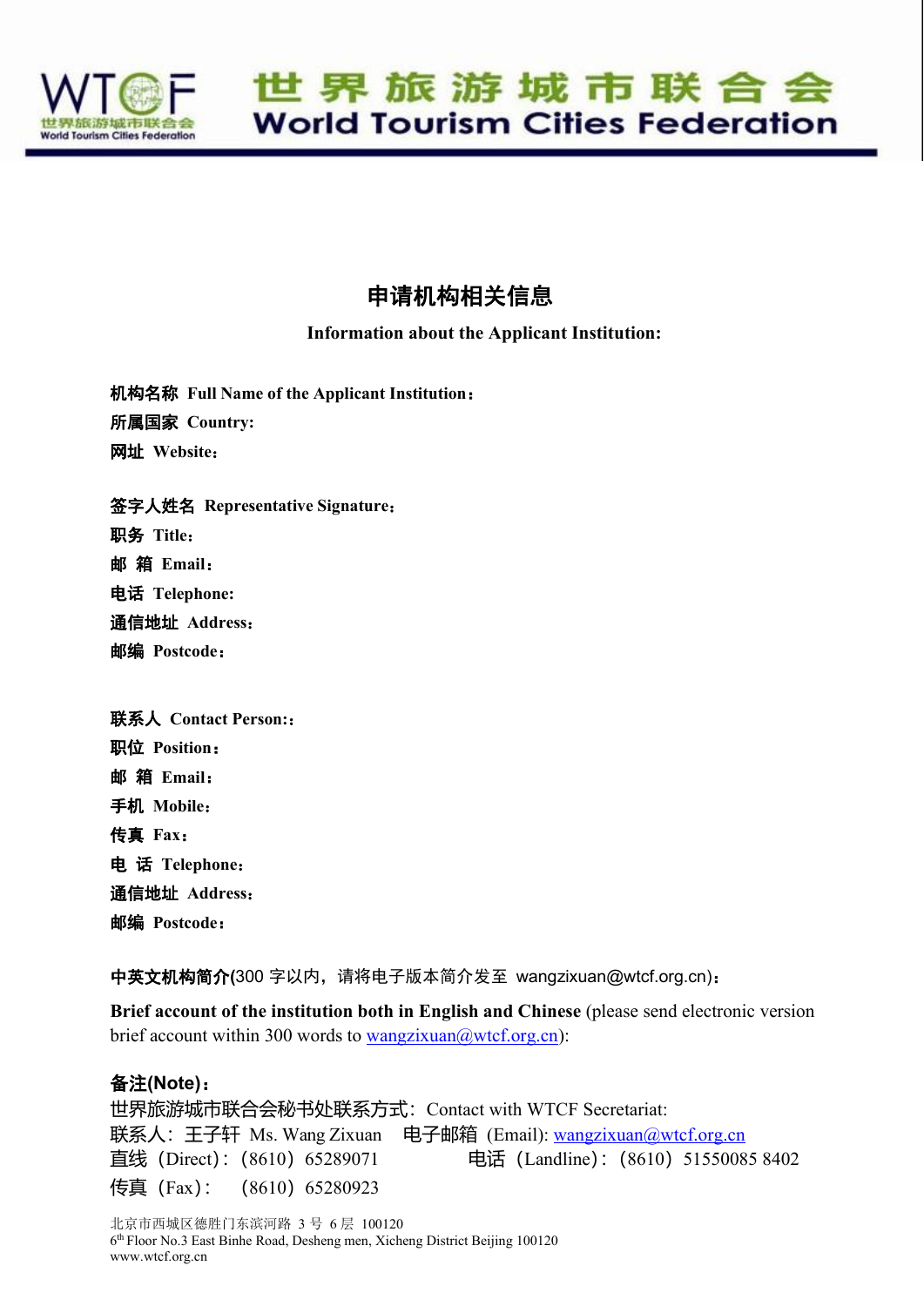# 申请机构相关信息

**Information about the Applicant Institution:**

**机构名称 Full Name of the Applicant Institution：**
**所属国家 Country:**
**网址 Website：**

**签字人姓名 Representative Signature：**
**职务 Title：**
**邮 箱 Email：**
**电话 Telephone:**
**通信地址 Address：**
**邮编 Postcode：**

**联系人 Contact Person:：**
**职位 Position：**
**邮 箱 Email：**
**手机 Mobile：**
**传真 Fax：**
**电 话 Telephone：**
**通信地址 Address：**
**邮编 Postcode：**

**中英文机构简介(**300 字以内，请将电子版本简介发至 wangzixuan@wtcf.org.cn)：

**Brief account of the institution both in English and Chinese** (please send electronic version brief account within 300 words to wangzixuan@wtcf.org.cn):

**备注(Note)：**
世界旅游城市联合会秘书处联系方式：Contact with WTCF Secretariat:
联系人：王子轩 Ms. Wang Zixuan　电子邮箱 (Email): wangzixuan@wtcf.org.cn
直线（Direct）：（8610）65289071　　电话（Landline）：（8610）51550085 8402
传真（Fax）：　（8610）65280923

北京市西城区德胜门东滨河路 3 号 6 层 100120
6th Floor No.3 East Binhe Road, Desheng men, Xicheng District Beijing 100120
www.wtcf.org.cn